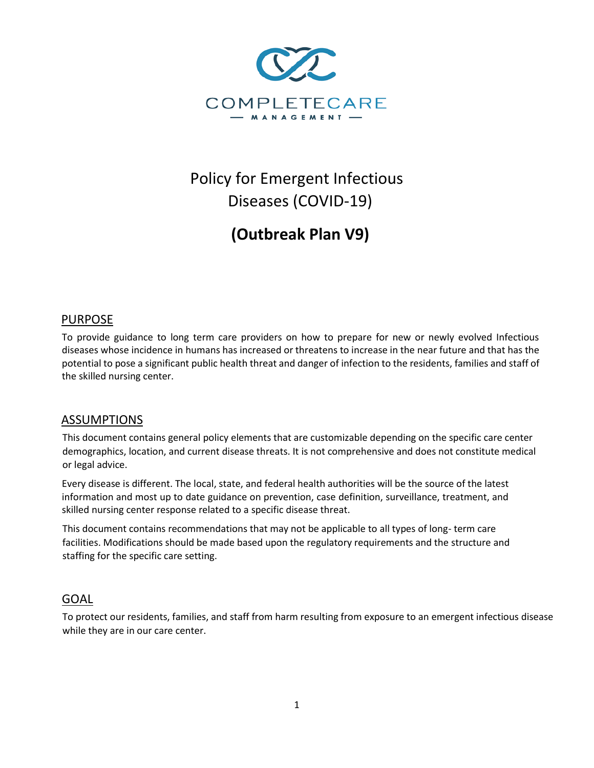COMPLETECARE

— MANAGEMENT —

# Policy for Emergent Infectious Diseases (COVID-19)

# **(Outbreak Plan V9)**

## PURPOSE

To provide guidance to long term care providers on how to prepare for new or newly evolved Infectious diseases whose incidence in humans has increased or threatens to increase in the near future and that has the potential to pose a significant public health threat and danger of infection to the residents, families and staff of the skilled nursing center.

## ASSUMPTIONS

This document contains general policy elements that are customizable depending on the specific care center demographics, location, and current disease threats. It is not comprehensive and does not constitute medical or legal advice.

Every disease is different. The local, state, and federal health authorities will be the source of the latest information and most up to date guidance on prevention, case definition, surveillance, treatment, and skilled nursing center response related to a specific disease threat.

This document contains recommendations that may not be applicable to all types of long- term care facilities. Modifications should be made based upon the regulatory requirements and the structure and staffing for the specific care setting.

## GOAL

To protect our residents, families, and staff from harm resulting from exposure to an emergent infectious disease while they are in our care center.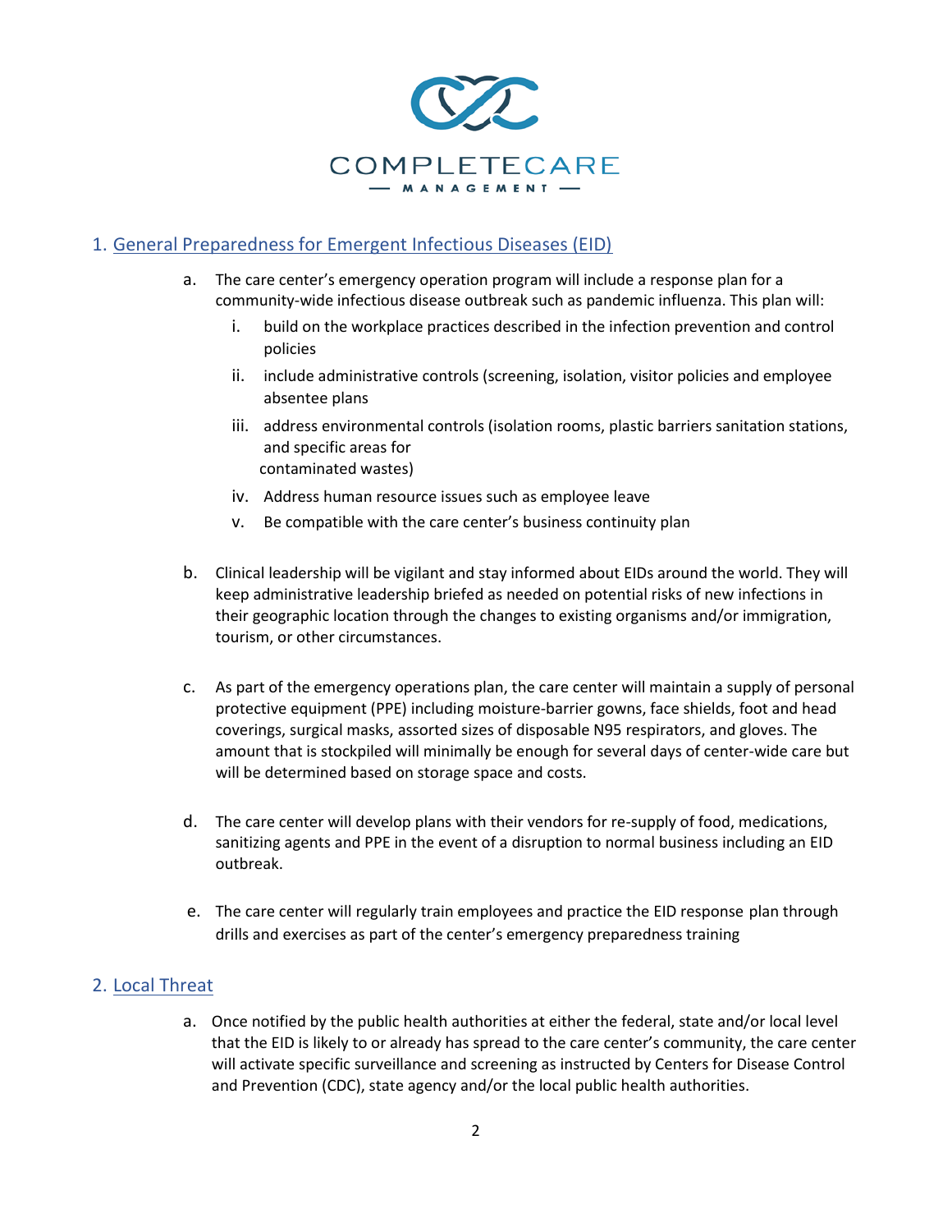## 1. General Preparedness for Emergent Infectious Diseases (EID)

a. The care center's emergency operation program will include a response plan for a community-wide infectious disease outbreak such as pandemic influenza. This plan will:

   i. build on the workplace practices described in the infection prevention and control policies

   ii. include administrative controls (screening, isolation, visitor policies and employee absentee plans

   iii. address environmental controls (isolation rooms, plastic barriers sanitation stations, and specific areas for contaminated wastes)

   iv. Address human resource issues such as employee leave

   v. Be compatible with the care center's business continuity plan

b. Clinical leadership will be vigilant and stay informed about EIDs around the world. They will keep administrative leadership briefed as needed on potential risks of new infections in their geographic location through the changes to existing organisms and/or immigration, tourism, or other circumstances.

c. As part of the emergency operations plan, the care center will maintain a supply of personal protective equipment (PPE) including moisture-barrier gowns, face shields, foot and head coverings, surgical masks, assorted sizes of disposable N95 respirators, and gloves. The amount that is stockpiled will minimally be enough for several days of center-wide care but will be determined based on storage space and costs.

d. The care center will develop plans with their vendors for re-supply of food, medications, sanitizing agents and PPE in the event of a disruption to normal business including an EID outbreak.

e. The care center will regularly train employees and practice the EID response plan through drills and exercises as part of the center's emergency preparedness training

## 2. Local Threat

a. Once notified by the public health authorities at either the federal, state and/or local level that the EID is likely to or already has spread to the care center's community, the care center will activate specific surveillance and screening as instructed by Centers for Disease Control and Prevention (CDC), state agency and/or the local public health authorities.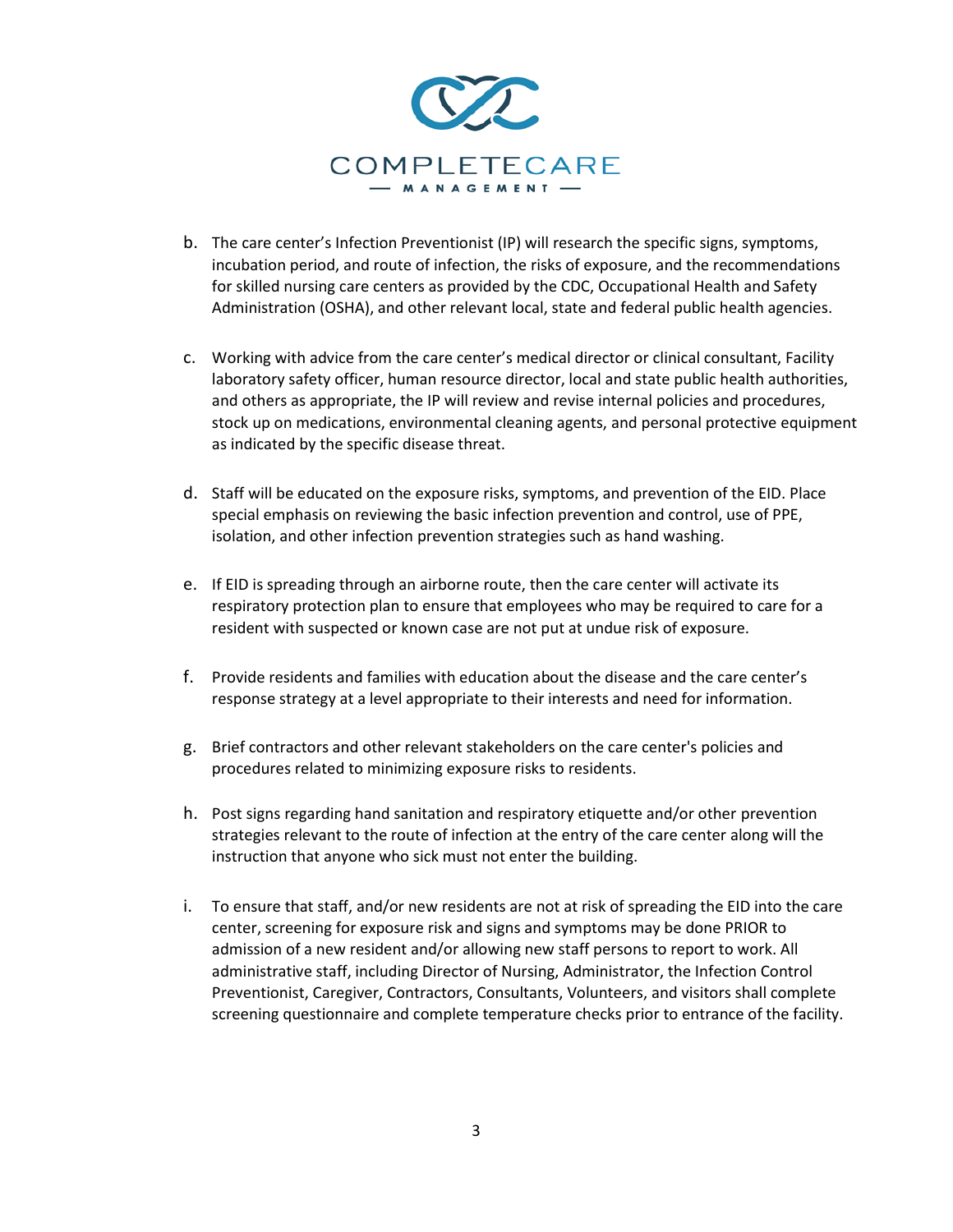b. The care center's Infection Preventionist (IP) will research the specific signs, symptoms, incubation period, and route of infection, the risks of exposure, and the recommendations for skilled nursing care centers as provided by the CDC, Occupational Health and Safety Administration (OSHA), and other relevant local, state and federal public health agencies.

c. Working with advice from the care center's medical director or clinical consultant, Facility laboratory safety officer, human resource director, local and state public health authorities, and others as appropriate, the IP will review and revise internal policies and procedures, stock up on medications, environmental cleaning agents, and personal protective equipment as indicated by the specific disease threat.

d. Staff will be educated on the exposure risks, symptoms, and prevention of the EID. Place special emphasis on reviewing the basic infection prevention and control, use of PPE, isolation, and other infection prevention strategies such as hand washing.

e. If EID is spreading through an airborne route, then the care center will activate its respiratory protection plan to ensure that employees who may be required to care for a resident with suspected or known case are not put at undue risk of exposure.

f. Provide residents and families with education about the disease and the care center's response strategy at a level appropriate to their interests and need for information.

g. Brief contractors and other relevant stakeholders on the care center's policies and procedures related to minimizing exposure risks to residents.

h. Post signs regarding hand sanitation and respiratory etiquette and/or other prevention strategies relevant to the route of infection at the entry of the care center along will the instruction that anyone who sick must not enter the building.

i. To ensure that staff, and/or new residents are not at risk of spreading the EID into the care center, screening for exposure risk and signs and symptoms may be done PRIOR to admission of a new resident and/or allowing new staff persons to report to work. All administrative staff, including Director of Nursing, Administrator, the Infection Control Preventionist, Caregiver, Contractors, Consultants, Volunteers, and visitors shall complete screening questionnaire and complete temperature checks prior to entrance of the facility.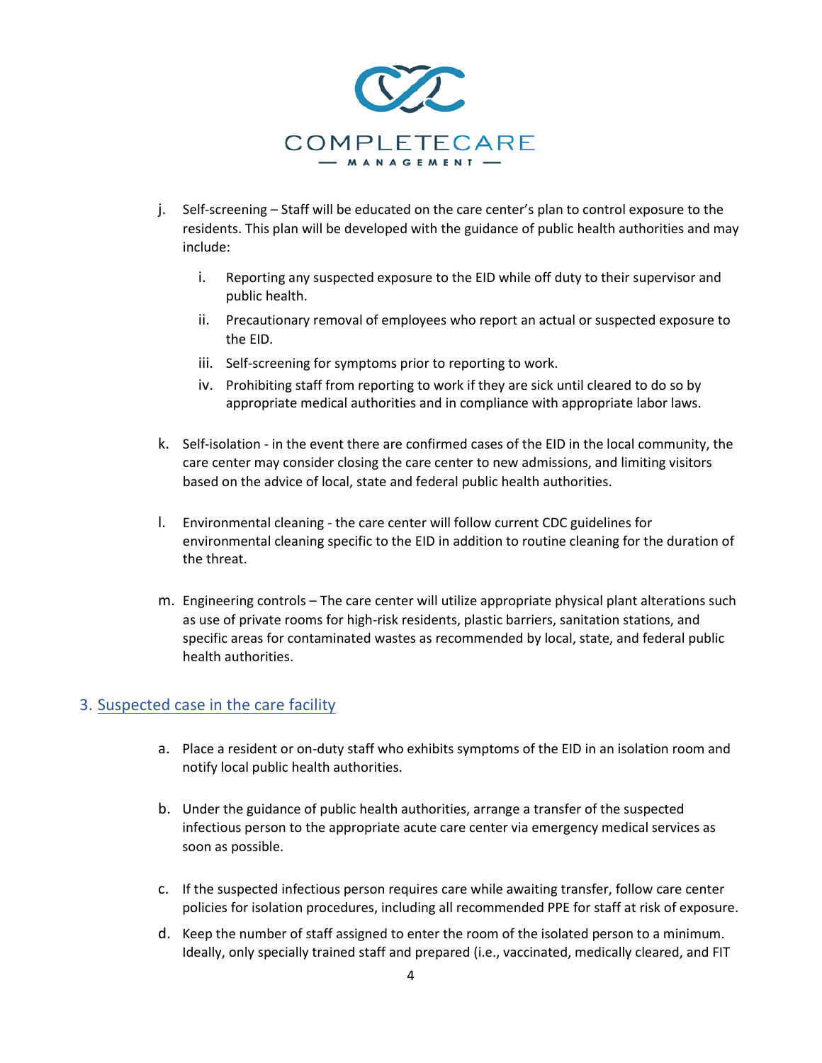j. Self-screening – Staff will be educated on the care center's plan to control exposure to the residents. This plan will be developed with the guidance of public health authorities and may include:

    i. Reporting any suspected exposure to the EID while off duty to their supervisor and public health.

    ii. Precautionary removal of employees who report an actual or suspected exposure to the EID.

    iii. Self-screening for symptoms prior to reporting to work.

    iv. Prohibiting staff from reporting to work if they are sick until cleared to do so by appropriate medical authorities and in compliance with appropriate labor laws.

k. Self-isolation - in the event there are confirmed cases of the EID in the local community, the care center may consider closing the care center to new admissions, and limiting visitors based on the advice of local, state and federal public health authorities.

l. Environmental cleaning - the care center will follow current CDC guidelines for environmental cleaning specific to the EID in addition to routine cleaning for the duration of the threat.

m. Engineering controls – The care center will utilize appropriate physical plant alterations such as use of private rooms for high-risk residents, plastic barriers, sanitation stations, and specific areas for contaminated wastes as recommended by local, state, and federal public health authorities.

## 3. Suspected case in the care facility

a. Place a resident or on-duty staff who exhibits symptoms of the EID in an isolation room and notify local public health authorities.

b. Under the guidance of public health authorities, arrange a transfer of the suspected infectious person to the appropriate acute care center via emergency medical services as soon as possible.

c. If the suspected infectious person requires care while awaiting transfer, follow care center policies for isolation procedures, including all recommended PPE for staff at risk of exposure.

d. Keep the number of staff assigned to enter the room of the isolated person to a minimum. Ideally, only specially trained staff and prepared (i.e., vaccinated, medically cleared, and FIT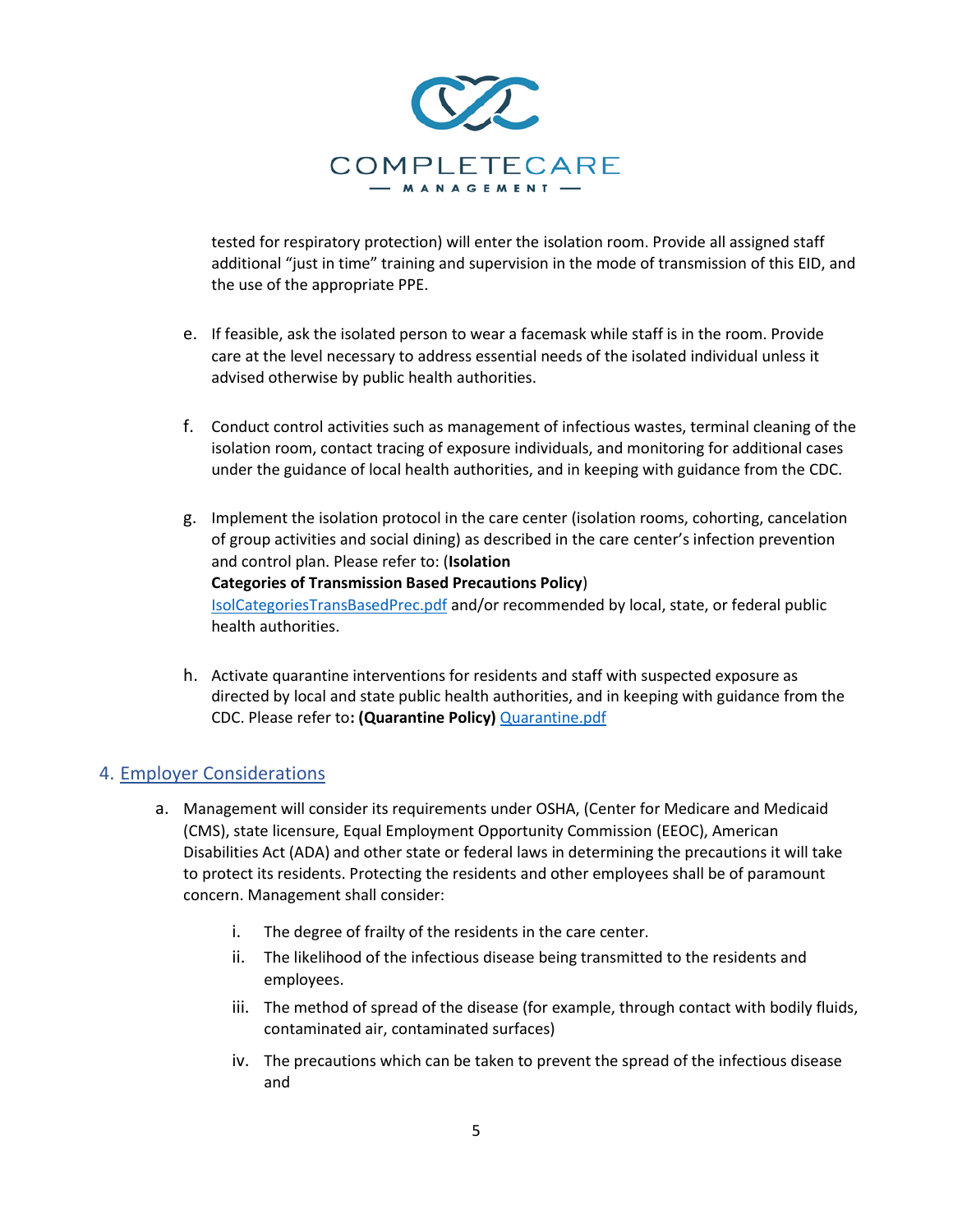tested for respiratory protection) will enter the isolation room. Provide all assigned staff additional "just in time" training and supervision in the mode of transmission of this EID, and the use of the appropriate PPE.

e. If feasible, ask the isolated person to wear a facemask while staff is in the room. Provide care at the level necessary to address essential needs of the isolated individual unless it advised otherwise by public health authorities.

f. Conduct control activities such as management of infectious wastes, terminal cleaning of the isolation room, contact tracing of exposure individuals, and monitoring for additional cases under the guidance of local health authorities, and in keeping with guidance from the CDC.

g. Implement the isolation protocol in the care center (isolation rooms, cohorting, cancelation of group activities and social dining) as described in the care center's infection prevention and control plan. Please refer to: (**Isolation Categories of Transmission Based Precautions Policy**) IsolCategoriesTransBasedPrec.pdf and/or recommended by local, state, or federal public health authorities.

h. Activate quarantine interventions for residents and staff with suspected exposure as directed by local and state public health authorities, and in keeping with guidance from the CDC. Please refer to**: (Quarantine Policy)** Quarantine.pdf

## 4. Employer Considerations

a. Management will consider its requirements under OSHA, (Center for Medicare and Medicaid (CMS), state licensure, Equal Employment Opportunity Commission (EEOC), American Disabilities Act (ADA) and other state or federal laws in determining the precautions it will take to protect its residents. Protecting the residents and other employees shall be of paramount concern. Management shall consider:

   i. The degree of frailty of the residents in the care center.
   ii. The likelihood of the infectious disease being transmitted to the residents and employees.
   iii. The method of spread of the disease (for example, through contact with bodily fluids, contaminated air, contaminated surfaces)
   iv. The precautions which can be taken to prevent the spread of the infectious disease and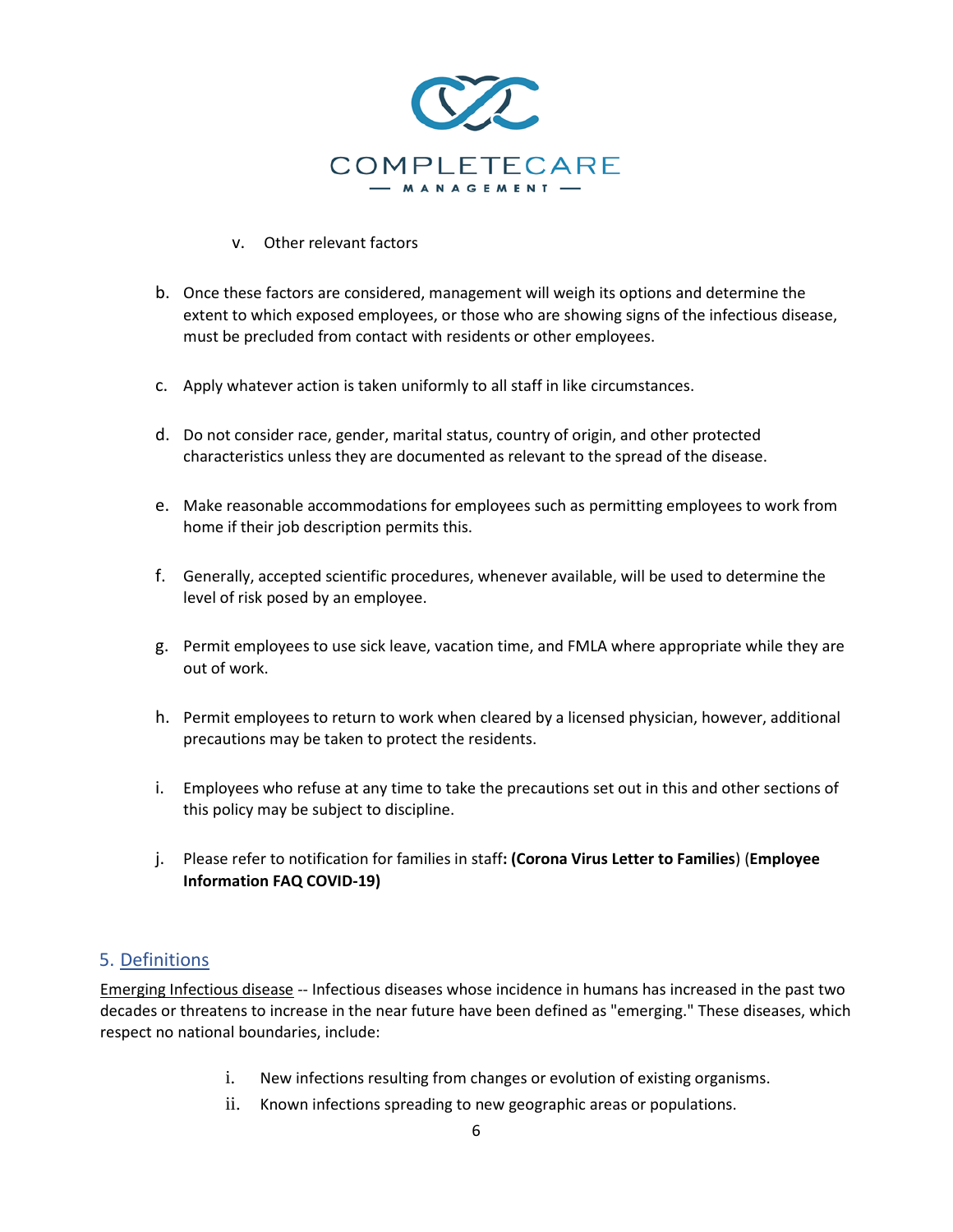v. Other relevant factors

b. Once these factors are considered, management will weigh its options and determine the extent to which exposed employees, or those who are showing signs of the infectious disease, must be precluded from contact with residents or other employees.

c. Apply whatever action is taken uniformly to all staff in like circumstances.

d. Do not consider race, gender, marital status, country of origin, and other protected characteristics unless they are documented as relevant to the spread of the disease.

e. Make reasonable accommodations for employees such as permitting employees to work from home if their job description permits this.

f. Generally, accepted scientific procedures, whenever available, will be used to determine the level of risk posed by an employee.

g. Permit employees to use sick leave, vacation time, and FMLA where appropriate while they are out of work.

h. Permit employees to return to work when cleared by a licensed physician, however, additional precautions may be taken to protect the residents.

i. Employees who refuse at any time to take the precautions set out in this and other sections of this policy may be subject to discipline.

j. Please refer to notification for families in staff**: (Corona Virus Letter to Families**) (**Employee Information FAQ COVID-19)**

## 5. Definitions

Emerging Infectious disease -- Infectious diseases whose incidence in humans has increased in the past two decades or threatens to increase in the near future have been defined as "emerging." These diseases, which respect no national boundaries, include:

i. New infections resulting from changes or evolution of existing organisms.
ii. Known infections spreading to new geographic areas or populations.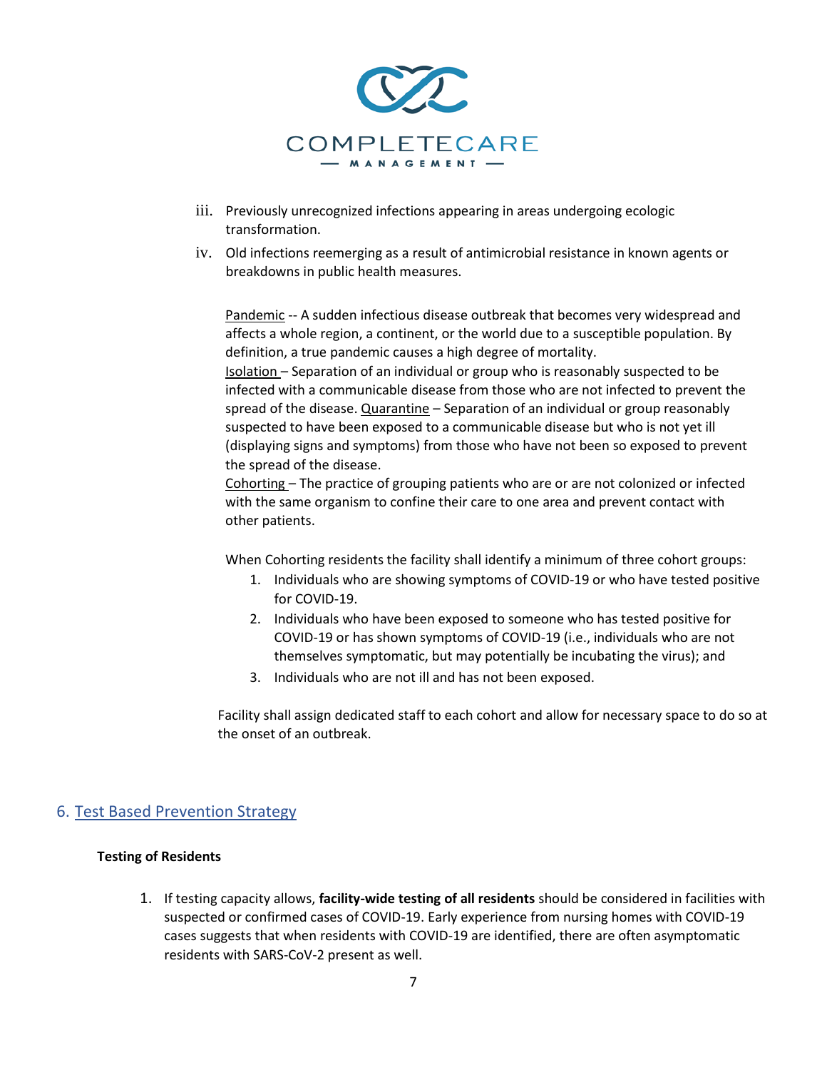iii. Previously unrecognized infections appearing in areas undergoing ecologic transformation.

iv. Old infections reemerging as a result of antimicrobial resistance in known agents or breakdowns in public health measures.

Pandemic -- A sudden infectious disease outbreak that becomes very widespread and affects a whole region, a continent, or the world due to a susceptible population. By definition, a true pandemic causes a high degree of mortality.
Isolation – Separation of an individual or group who is reasonably suspected to be infected with a communicable disease from those who are not infected to prevent the spread of the disease. Quarantine – Separation of an individual or group reasonably suspected to have been exposed to a communicable disease but who is not yet ill (displaying signs and symptoms) from those who have not been so exposed to prevent the spread of the disease.
Cohorting – The practice of grouping patients who are or are not colonized or infected with the same organism to confine their care to one area and prevent contact with other patients.

When Cohorting residents the facility shall identify a minimum of three cohort groups:

1. Individuals who are showing symptoms of COVID-19 or who have tested positive for COVID-19.
2. Individuals who have been exposed to someone who has tested positive for COVID-19 or has shown symptoms of COVID-19 (i.e., individuals who are not themselves symptomatic, but may potentially be incubating the virus); and
3. Individuals who are not ill and has not been exposed.

Facility shall assign dedicated staff to each cohort and allow for necessary space to do so at the onset of an outbreak.

## 6. Test Based Prevention Strategy

**Testing of Residents**

1. If testing capacity allows, **facility-wide testing of all residents** should be considered in facilities with suspected or confirmed cases of COVID-19. Early experience from nursing homes with COVID-19 cases suggests that when residents with COVID-19 are identified, there are often asymptomatic residents with SARS-CoV-2 present as well.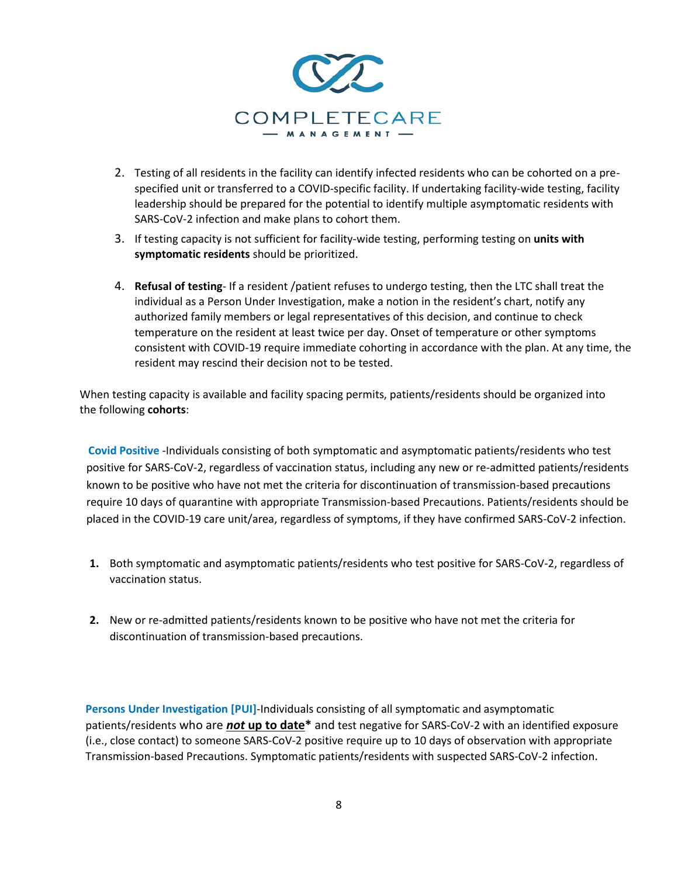2. Testing of all residents in the facility can identify infected residents who can be cohorted on a pre-specified unit or transferred to a COVID-specific facility. If undertaking facility-wide testing, facility leadership should be prepared for the potential to identify multiple asymptomatic residents with SARS-CoV-2 infection and make plans to cohort them.
3. If testing capacity is not sufficient for facility-wide testing, performing testing on **units with symptomatic residents** should be prioritized.
4. **Refusal of testing**- If a resident /patient refuses to undergo testing, then the LTC shall treat the individual as a Person Under Investigation, make a notion in the resident's chart, notify any authorized family members or legal representatives of this decision, and continue to check temperature on the resident at least twice per day. Onset of temperature or other symptoms consistent with COVID-19 require immediate cohorting in accordance with the plan. At any time, the resident may rescind their decision not to be tested.

When testing capacity is available and facility spacing permits, patients/residents should be organized into the following **cohorts**:

**Covid Positive** -Individuals consisting of both symptomatic and asymptomatic patients/residents who test positive for SARS-CoV-2, regardless of vaccination status, including any new or re-admitted patients/residents known to be positive who have not met the criteria for discontinuation of transmission-based precautions require 10 days of quarantine with appropriate Transmission-based Precautions. Patients/residents should be placed in the COVID-19 care unit/area, regardless of symptoms, if they have confirmed SARS-CoV-2 infection.

1. Both symptomatic and asymptomatic patients/residents who test positive for SARS-CoV-2, regardless of vaccination status.
2. New or re-admitted patients/residents known to be positive who have not met the criteria for discontinuation of transmission-based precautions.

**Persons Under Investigation [PUI]**-Individuals consisting of all symptomatic and asymptomatic patients/residents who are ***not*** **up to date*** and test negative for SARS-CoV-2 with an identified exposure (i.e., close contact) to someone SARS-CoV-2 positive require up to 10 days of observation with appropriate Transmission-based Precautions. Symptomatic patients/residents with suspected SARS-CoV-2 infection.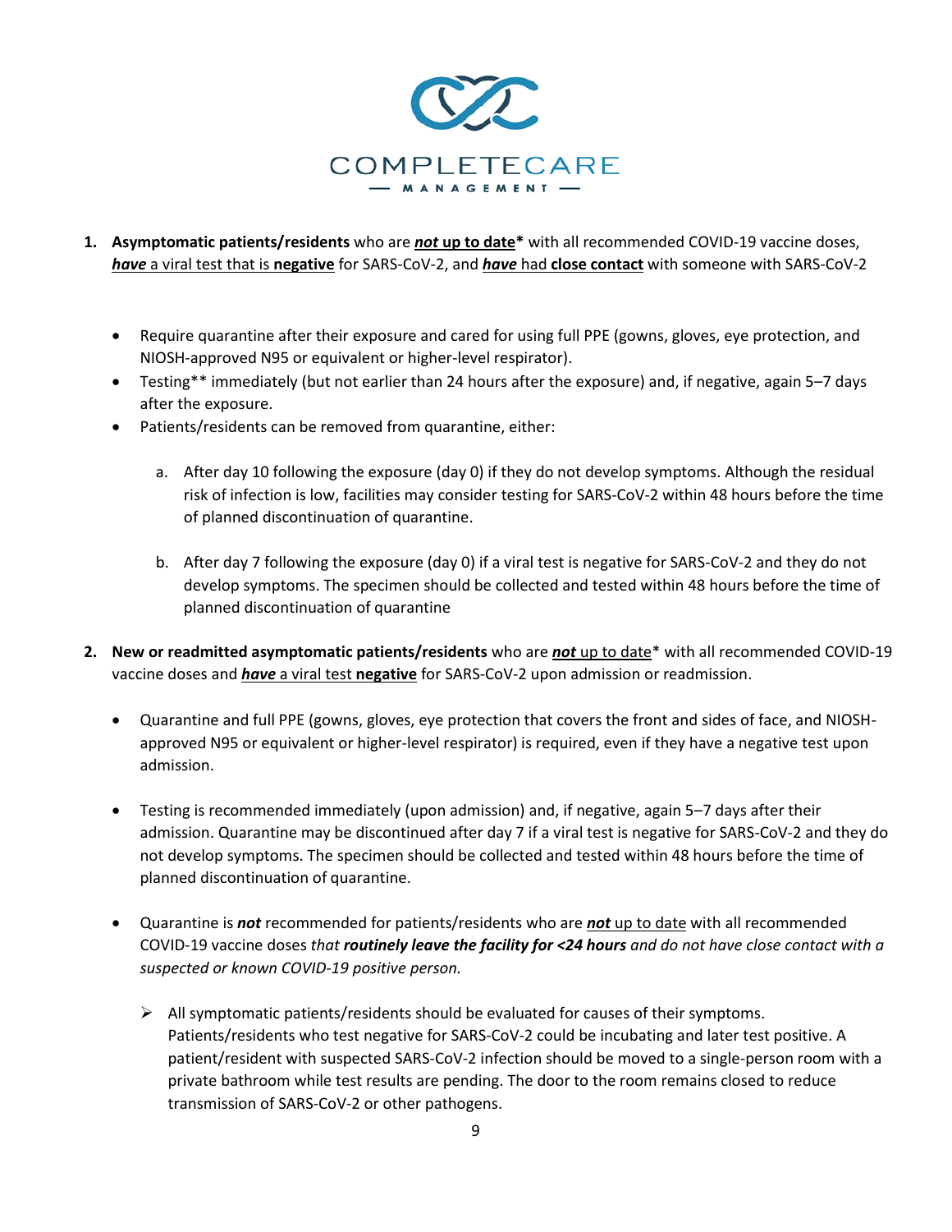1. **Asymptomatic patients/residents** who are ***not* up to date*** with all recommended COVID-19 vaccine doses, ***have*** a viral test that is **negative** for SARS-CoV-2, and ***have*** had **close contact** with someone with SARS-CoV-2

   - Require quarantine after their exposure and cared for using full PPE (gowns, gloves, eye protection, and NIOSH-approved N95 or equivalent or higher-level respirator).
   - Testing** immediately (but not earlier than 24 hours after the exposure) and, if negative, again 5–7 days after the exposure.
   - Patients/residents can be removed from quarantine, either:

     a. After day 10 following the exposure (day 0) if they do not develop symptoms. Although the residual risk of infection is low, facilities may consider testing for SARS-CoV-2 within 48 hours before the time of planned discontinuation of quarantine.

     b. After day 7 following the exposure (day 0) if a viral test is negative for SARS-CoV-2 and they do not develop symptoms. The specimen should be collected and tested within 48 hours before the time of planned discontinuation of quarantine

2. **New or readmitted asymptomatic patients/residents** who are ***not*** up to date* with all recommended COVID-19 vaccine doses and ***have*** a viral test **negative** for SARS-CoV-2 upon admission or readmission.

   - Quarantine and full PPE (gowns, gloves, eye protection that covers the front and sides of face, and NIOSH-approved N95 or equivalent or higher-level respirator) is required, even if they have a negative test upon admission.

   - Testing is recommended immediately (upon admission) and, if negative, again 5–7 days after their admission. Quarantine may be discontinued after day 7 if a viral test is negative for SARS-CoV-2 and they do not develop symptoms. The specimen should be collected and tested within 48 hours before the time of planned discontinuation of quarantine.

   - Quarantine is ***not*** recommended for patients/residents who are ***not*** up to date with all recommended COVID-19 vaccine doses *that **routinely leave the facility for <24 hours** and do not have close contact with a suspected or known COVID-19 positive person.*

     - All symptomatic patients/residents should be evaluated for causes of their symptoms. Patients/residents who test negative for SARS-CoV-2 could be incubating and later test positive. A patient/resident with suspected SARS-CoV-2 infection should be moved to a single-person room with a private bathroom while test results are pending. The door to the room remains closed to reduce transmission of SARS-CoV-2 or other pathogens.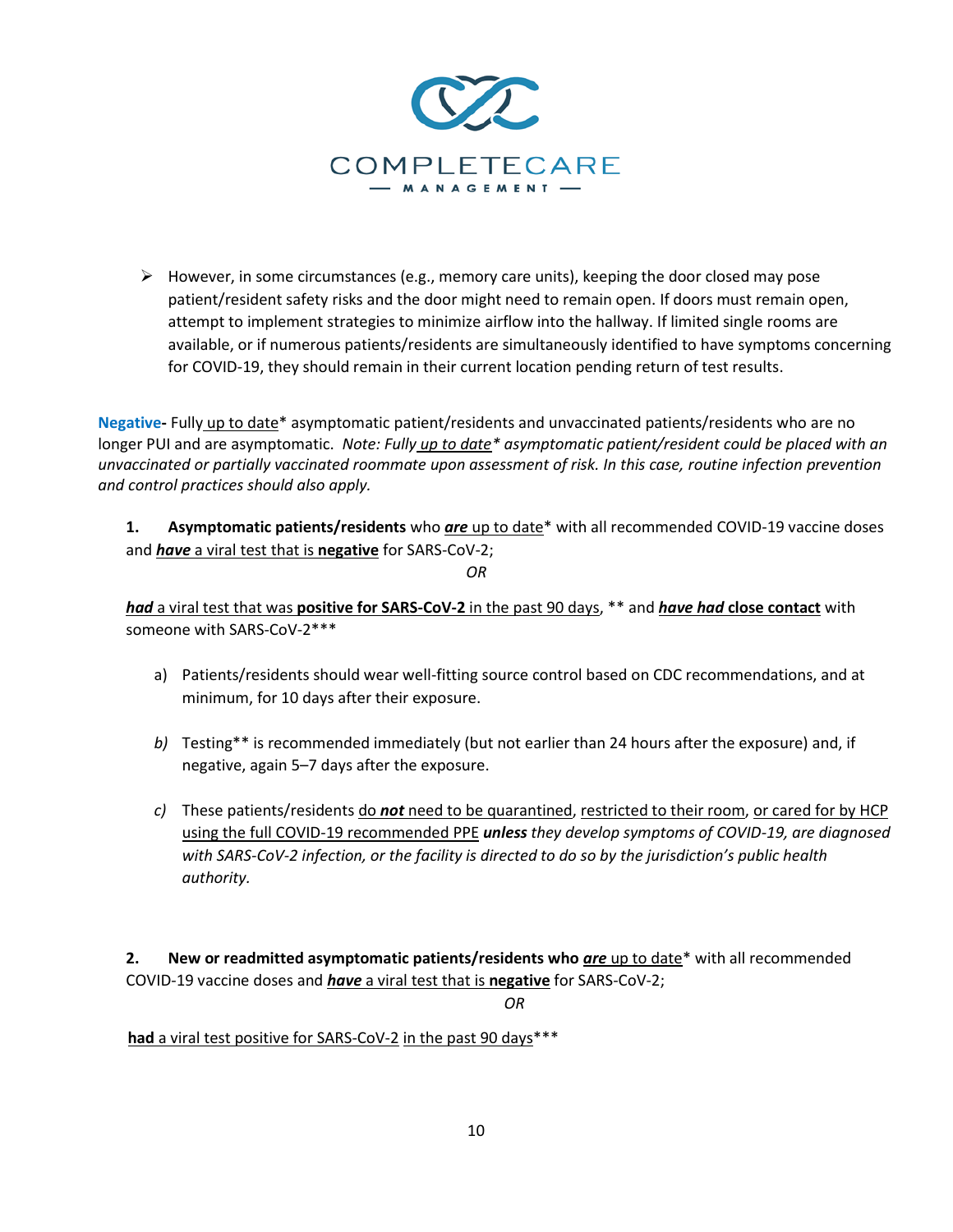- However, in some circumstances (e.g., memory care units), keeping the door closed may pose patient/resident safety risks and the door might need to remain open. If doors must remain open, attempt to implement strategies to minimize airflow into the hallway. If limited single rooms are available, or if numerous patients/residents are simultaneously identified to have symptoms concerning for COVID-19, they should remain in their current location pending return of test results.

**Negative-** Fully up to date* asymptomatic patient/residents and unvaccinated patients/residents who are no longer PUI and are asymptomatic. *Note: Fully up to date* asymptomatic patient/resident could be placed with an unvaccinated or partially vaccinated roommate upon assessment of risk. In this case, routine infection prevention and control practices should also apply.*

**1. Asymptomatic patients/residents** who ***are*** up to date* with all recommended COVID-19 vaccine doses and ***have*** a viral test that is **negative** for SARS-CoV-2;

*OR*

***had*** a viral test that was **positive for SARS-CoV-2** in the past 90 days, ** and ***have had*** **close contact** with someone with SARS-CoV-2***

a) Patients/residents should wear well-fitting source control based on CDC recommendations, and at minimum, for 10 days after their exposure.

*b)* Testing** is recommended immediately (but not earlier than 24 hours after the exposure) and, if negative, again 5–7 days after the exposure.

*c)* These patients/residents do ***not*** need to be quarantined, restricted to their room, or cared for by HCP using the full COVID-19 recommended PPE ***unless*** *they develop symptoms of COVID-19, are diagnosed with SARS-CoV-2 infection, or the facility is directed to do so by the jurisdiction's public health authority.*

**2. New or readmitted asymptomatic patients/residents who** ***are*** up to date* with all recommended COVID-19 vaccine doses and ***have*** a viral test that is **negative** for SARS-CoV-2;

*OR*

**had** a viral test positive for SARS-CoV-2 in the past 90 days***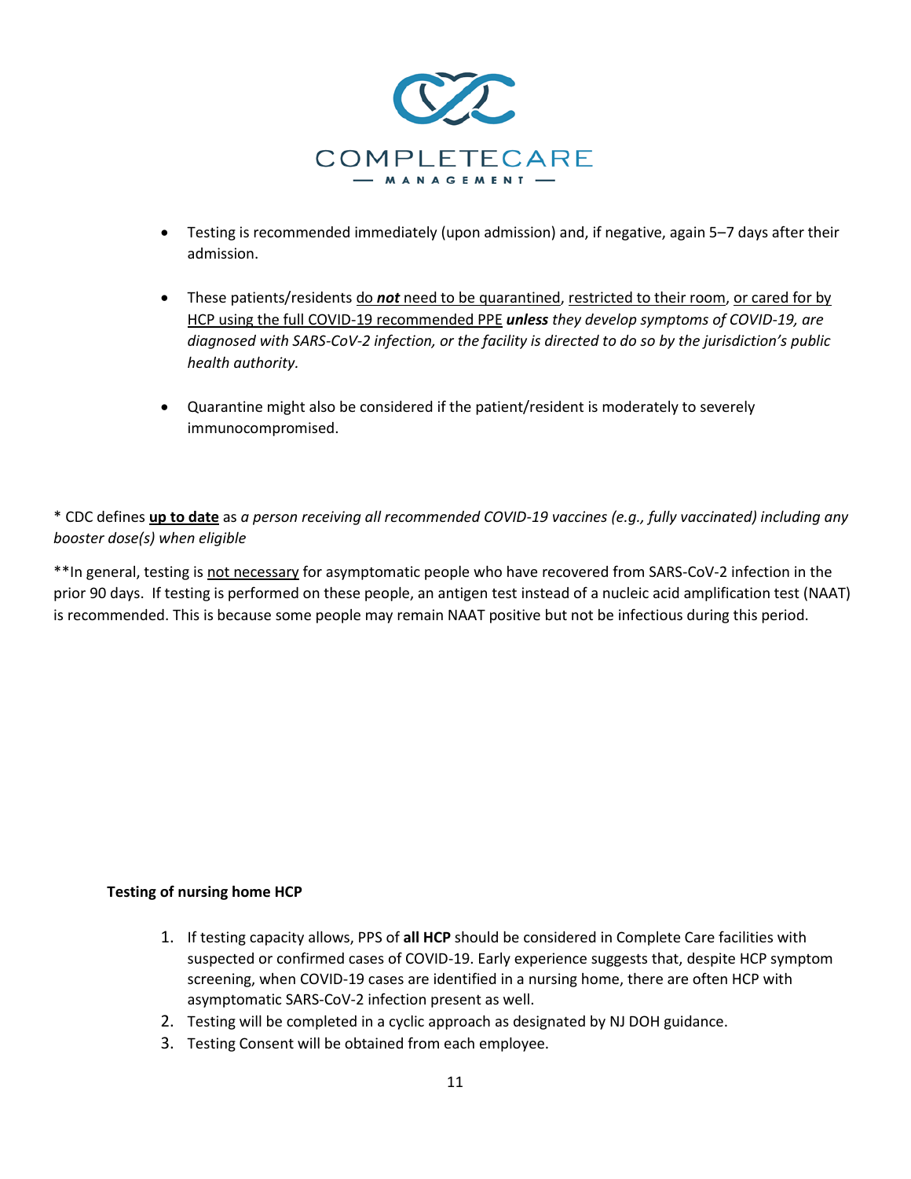- Testing is recommended immediately (upon admission) and, if negative, again 5–7 days after their admission.

- These patients/residents do ***not*** need to be quarantined, restricted to their room, or cared for by HCP using the full COVID-19 recommended PPE ***unless*** *they develop symptoms of COVID-19, are diagnosed with SARS-CoV-2 infection, or the facility is directed to do so by the jurisdiction's public health authority.*

- Quarantine might also be considered if the patient/resident is moderately to severely immunocompromised.

\* CDC defines **up to date** as *a person receiving all recommended COVID-19 vaccines (e.g., fully vaccinated) including any booster dose(s) when eligible*

\*\*In general, testing is not necessary for asymptomatic people who have recovered from SARS-CoV-2 infection in the prior 90 days. If testing is performed on these people, an antigen test instead of a nucleic acid amplification test (NAAT) is recommended. This is because some people may remain NAAT positive but not be infectious during this period.

**Testing of nursing home HCP**

1. If testing capacity allows, PPS of **all HCP** should be considered in Complete Care facilities with suspected or confirmed cases of COVID-19. Early experience suggests that, despite HCP symptom screening, when COVID-19 cases are identified in a nursing home, there are often HCP with asymptomatic SARS-CoV-2 infection present as well.
2. Testing will be completed in a cyclic approach as designated by NJ DOH guidance.
3. Testing Consent will be obtained from each employee.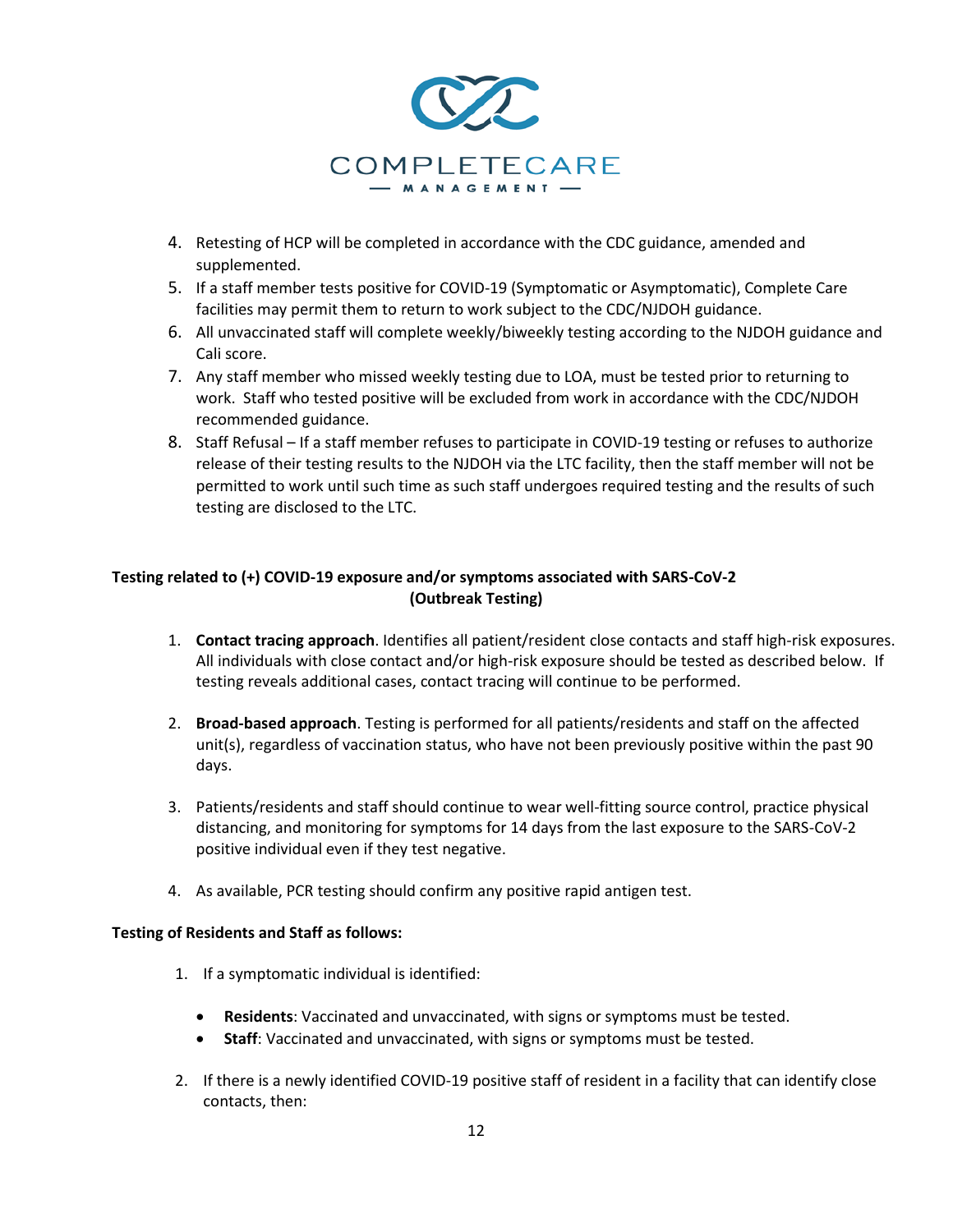4. Retesting of HCP will be completed in accordance with the CDC guidance, amended and supplemented.
5. If a staff member tests positive for COVID-19 (Symptomatic or Asymptomatic), Complete Care facilities may permit them to return to work subject to the CDC/NJDOH guidance.
6. All unvaccinated staff will complete weekly/biweekly testing according to the NJDOH guidance and Cali score.
7. Any staff member who missed weekly testing due to LOA, must be tested prior to returning to work. Staff who tested positive will be excluded from work in accordance with the CDC/NJDOH recommended guidance.
8. Staff Refusal – If a staff member refuses to participate in COVID-19 testing or refuses to authorize release of their testing results to the NJDOH via the LTC facility, then the staff member will not be permitted to work until such time as such staff undergoes required testing and the results of such testing are disclosed to the LTC.

**Testing related to (+) COVID-19 exposure and/or symptoms associated with SARS-CoV-2 (Outbreak Testing)**

1. **Contact tracing approach**. Identifies all patient/resident close contacts and staff high-risk exposures. All individuals with close contact and/or high-risk exposure should be tested as described below. If testing reveals additional cases, contact tracing will continue to be performed.

2. **Broad-based approach**. Testing is performed for all patients/residents and staff on the affected unit(s), regardless of vaccination status, who have not been previously positive within the past 90 days.

3. Patients/residents and staff should continue to wear well-fitting source control, practice physical distancing, and monitoring for symptoms for 14 days from the last exposure to the SARS-CoV-2 positive individual even if they test negative.

4. As available, PCR testing should confirm any positive rapid antigen test.

**Testing of Residents and Staff as follows:**

1. If a symptomatic individual is identified:

   - **Residents**: Vaccinated and unvaccinated, with signs or symptoms must be tested.
   - **Staff**: Vaccinated and unvaccinated, with signs or symptoms must be tested.

2. If there is a newly identified COVID-19 positive staff of resident in a facility that can identify close contacts, then: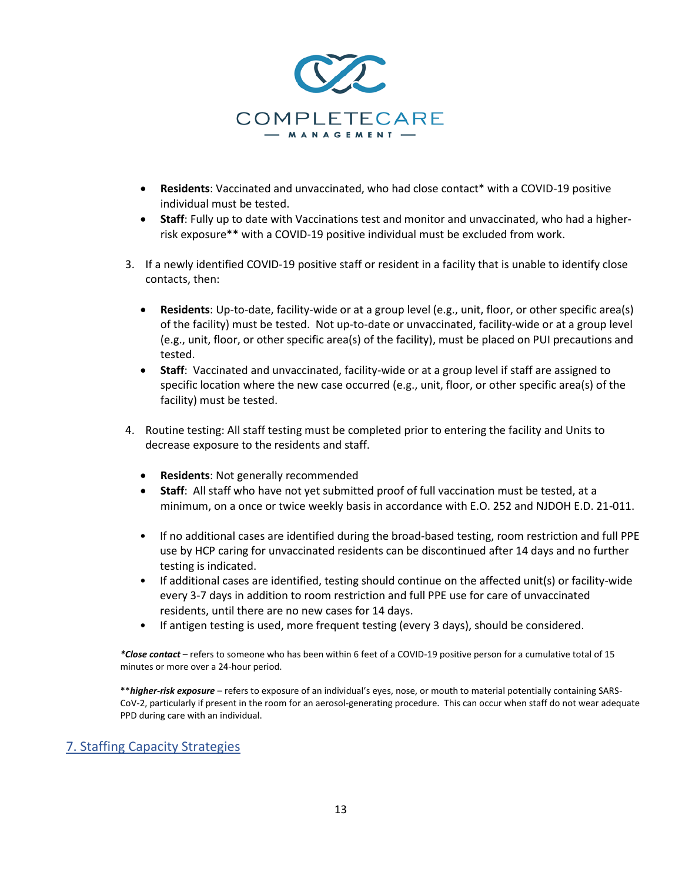- **Residents**: Vaccinated and unvaccinated, who had close contact* with a COVID-19 positive individual must be tested.
- **Staff**: Fully up to date with Vaccinations test and monitor and unvaccinated, who had a higher-risk exposure** with a COVID-19 positive individual must be excluded from work.

3. If a newly identified COVID-19 positive staff or resident in a facility that is unable to identify close contacts, then:

   - **Residents**: Up-to-date, facility-wide or at a group level (e.g., unit, floor, or other specific area(s) of the facility) must be tested. Not up-to-date or unvaccinated, facility-wide or at a group level (e.g., unit, floor, or other specific area(s) of the facility), must be placed on PUI precautions and tested.
   - **Staff**: Vaccinated and unvaccinated, facility-wide or at a group level if staff are assigned to specific location where the new case occurred (e.g., unit, floor, or other specific area(s) of the facility) must be tested.

4. Routine testing: All staff testing must be completed prior to entering the facility and Units to decrease exposure to the residents and staff.

   - **Residents**: Not generally recommended
   - **Staff**: All staff who have not yet submitted proof of full vaccination must be tested, at a minimum, on a once or twice weekly basis in accordance with E.O. 252 and NJDOH E.D. 21-011.

   - If no additional cases are identified during the broad-based testing, room restriction and full PPE use by HCP caring for unvaccinated residents can be discontinued after 14 days and no further testing is indicated.
   - If additional cases are identified, testing should continue on the affected unit(s) or facility-wide every 3-7 days in addition to room restriction and full PPE use for care of unvaccinated residents, until there are no new cases for 14 days.
   - If antigen testing is used, more frequent testing (every 3 days), should be considered.

***Close contact*** – refers to someone who has been within 6 feet of a COVID-19 positive person for a cumulative total of 15 minutes or more over a 24-hour period.

***higher-risk exposure*** – refers to exposure of an individual's eyes, nose, or mouth to material potentially containing SARS-CoV-2, particularly if present in the room for an aerosol-generating procedure. This can occur when staff do not wear adequate PPD during care with an individual.

## 7. Staffing Capacity Strategies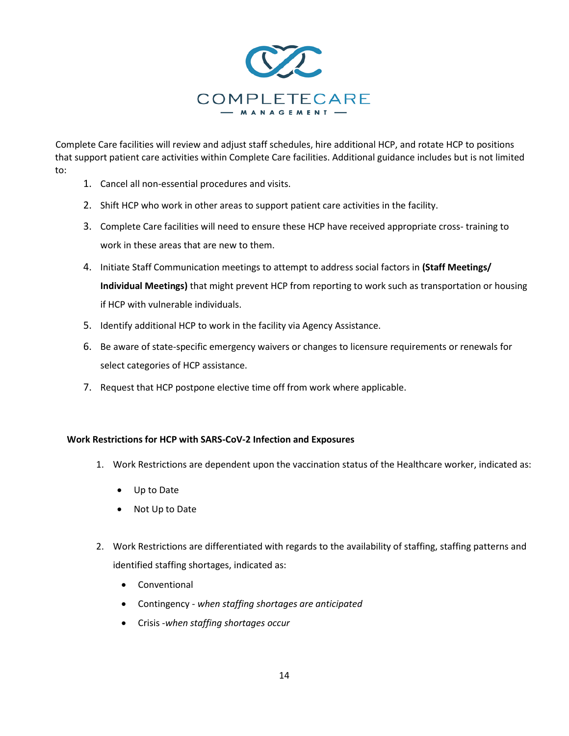Complete Care facilities will review and adjust staff schedules, hire additional HCP, and rotate HCP to positions that support patient care activities within Complete Care facilities. Additional guidance includes but is not limited to:

1. Cancel all non-essential procedures and visits.
2. Shift HCP who work in other areas to support patient care activities in the facility.
3. Complete Care facilities will need to ensure these HCP have received appropriate cross- training to work in these areas that are new to them.
4. Initiate Staff Communication meetings to attempt to address social factors in **(Staff Meetings/ Individual Meetings)** that might prevent HCP from reporting to work such as transportation or housing if HCP with vulnerable individuals.
5. Identify additional HCP to work in the facility via Agency Assistance.
6. Be aware of state-specific emergency waivers or changes to licensure requirements or renewals for select categories of HCP assistance.
7. Request that HCP postpone elective time off from work where applicable.

**Work Restrictions for HCP with SARS-CoV-2 Infection and Exposures**

1. Work Restrictions are dependent upon the vaccination status of the Healthcare worker, indicated as:
   - Up to Date
   - Not Up to Date

2. Work Restrictions are differentiated with regards to the availability of staffing, staffing patterns and identified staffing shortages, indicated as:
   - Conventional
   - Contingency - *when staffing shortages are anticipated*
   - Crisis -*when staffing shortages occur*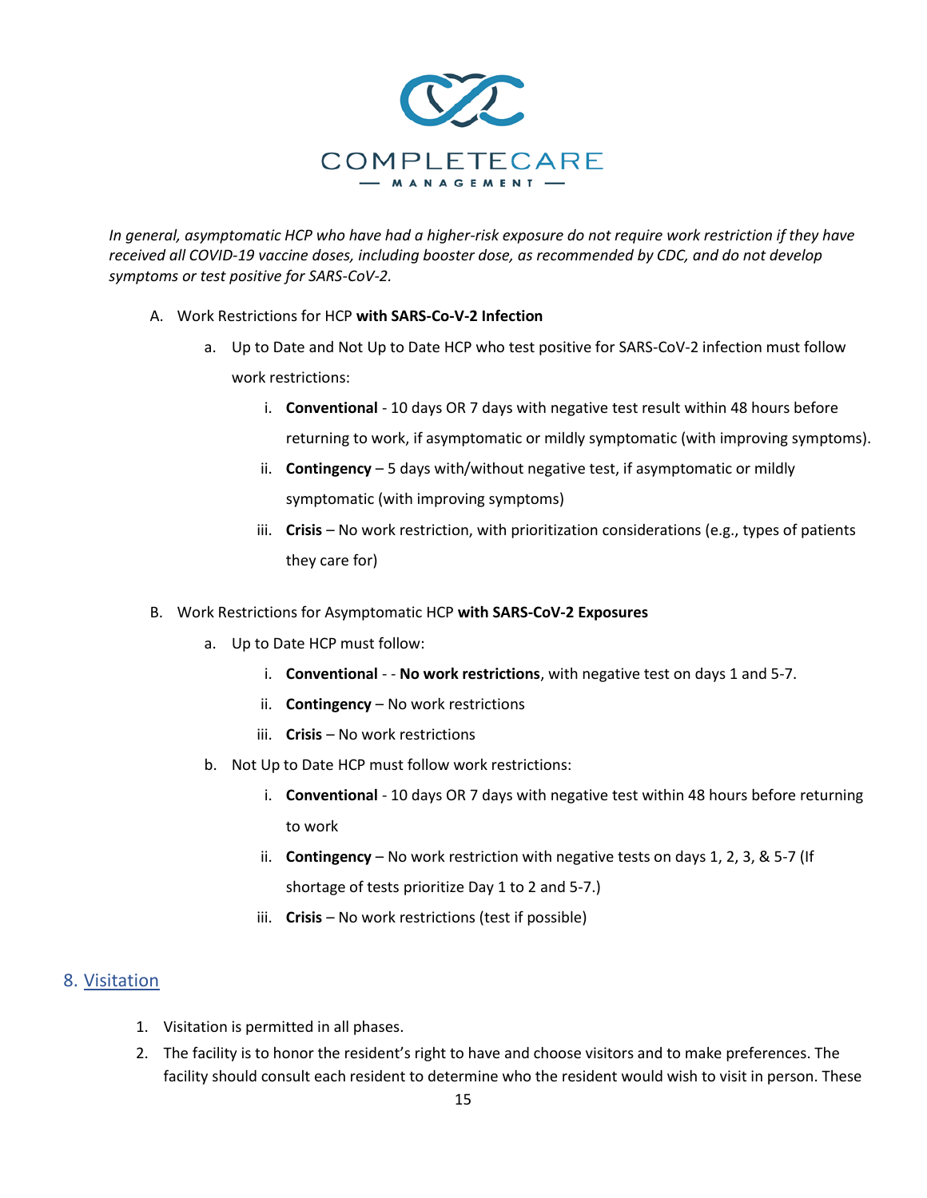*In general, asymptomatic HCP who have had a higher-risk exposure do not require work restriction if they have received all COVID-19 vaccine doses, including booster dose, as recommended by CDC, and do not develop symptoms or test positive for SARS-CoV-2.*

A. Work Restrictions for HCP **with SARS-Co-V-2 Infection**

   a. Up to Date and Not Up to Date HCP who test positive for SARS-CoV-2 infection must follow work restrictions:

      i. **Conventional** - 10 days OR 7 days with negative test result within 48 hours before returning to work, if asymptomatic or mildly symptomatic (with improving symptoms).

      ii. **Contingency** – 5 days with/without negative test, if asymptomatic or mildly symptomatic (with improving symptoms)

      iii. **Crisis** – No work restriction, with prioritization considerations (e.g., types of patients they care for)

B. Work Restrictions for Asymptomatic HCP **with SARS-CoV-2 Exposures**

   a. Up to Date HCP must follow:

      i. **Conventional** - - **No work restrictions**, with negative test on days 1 and 5-7.

      ii. **Contingency** – No work restrictions

      iii. **Crisis** – No work restrictions

   b. Not Up to Date HCP must follow work restrictions:

      i. **Conventional** - 10 days OR 7 days with negative test within 48 hours before returning to work

      ii. **Contingency** – No work restriction with negative tests on days 1, 2, 3, & 5-7 (If shortage of tests prioritize Day 1 to 2 and 5-7.)

      iii. **Crisis** – No work restrictions (test if possible)

## 8. Visitation

1. Visitation is permitted in all phases.
2. The facility is to honor the resident's right to have and choose visitors and to make preferences. The facility should consult each resident to determine who the resident would wish to visit in person. These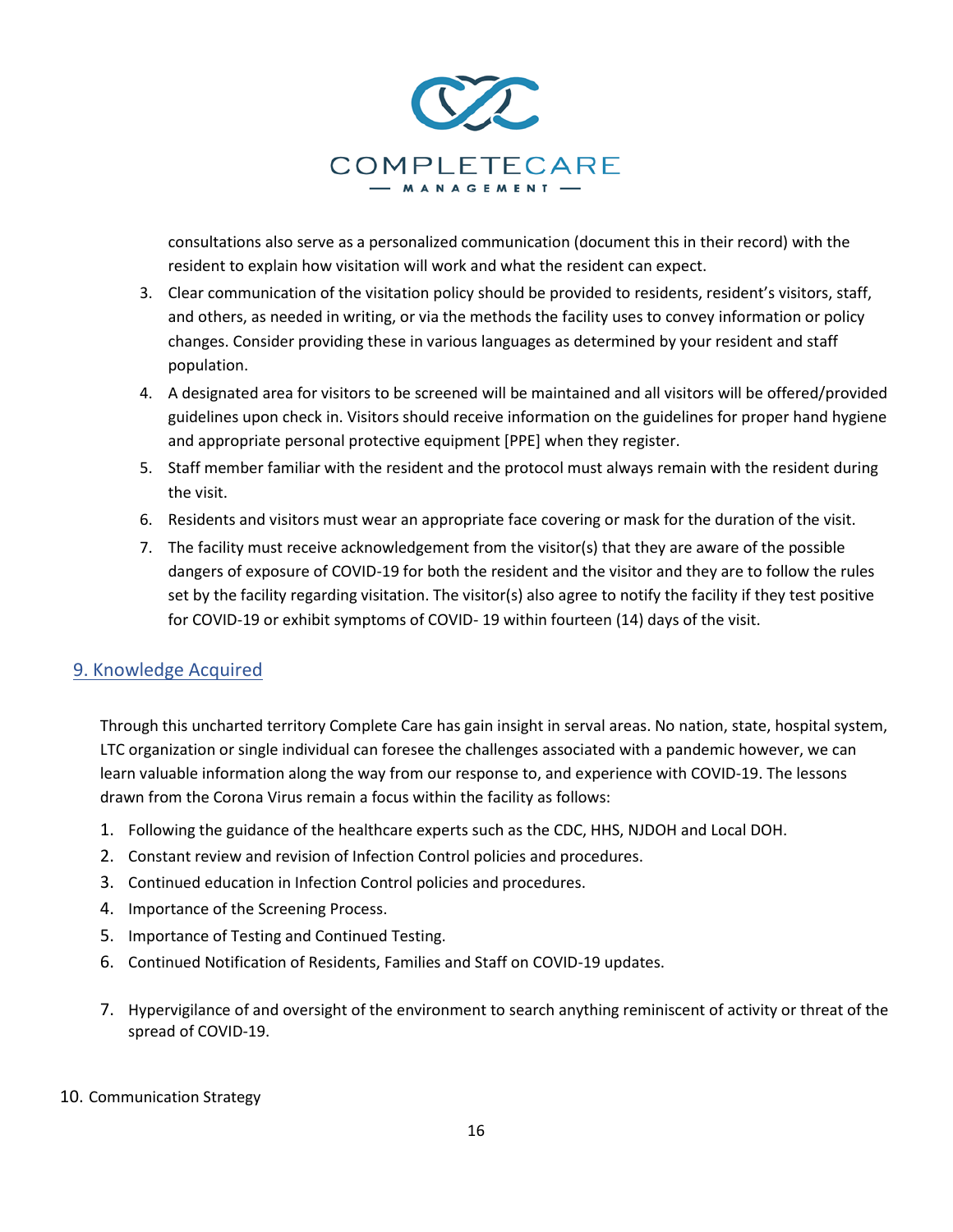consultations also serve as a personalized communication (document this in their record) with the resident to explain how visitation will work and what the resident can expect.

3. Clear communication of the visitation policy should be provided to residents, resident's visitors, staff, and others, as needed in writing, or via the methods the facility uses to convey information or policy changes. Consider providing these in various languages as determined by your resident and staff population.
4. A designated area for visitors to be screened will be maintained and all visitors will be offered/provided guidelines upon check in. Visitors should receive information on the guidelines for proper hand hygiene and appropriate personal protective equipment [PPE] when they register.
5. Staff member familiar with the resident and the protocol must always remain with the resident during the visit.
6. Residents and visitors must wear an appropriate face covering or mask for the duration of the visit.
7. The facility must receive acknowledgement from the visitor(s) that they are aware of the possible dangers of exposure of COVID-19 for both the resident and the visitor and they are to follow the rules set by the facility regarding visitation. The visitor(s) also agree to notify the facility if they test positive for COVID-19 or exhibit symptoms of COVID- 19 within fourteen (14) days of the visit.

## 9. Knowledge Acquired

Through this uncharted territory Complete Care has gain insight in serval areas. No nation, state, hospital system, LTC organization or single individual can foresee the challenges associated with a pandemic however, we can learn valuable information along the way from our response to, and experience with COVID-19. The lessons drawn from the Corona Virus remain a focus within the facility as follows:

1. Following the guidance of the healthcare experts such as the CDC, HHS, NJDOH and Local DOH.
2. Constant review and revision of Infection Control policies and procedures.
3. Continued education in Infection Control policies and procedures.
4. Importance of the Screening Process.
5. Importance of Testing and Continued Testing.
6. Continued Notification of Residents, Families and Staff on COVID-19 updates.
7. Hypervigilance of and oversight of the environment to search anything reminiscent of activity or threat of the spread of COVID-19.

## 10. Communication Strategy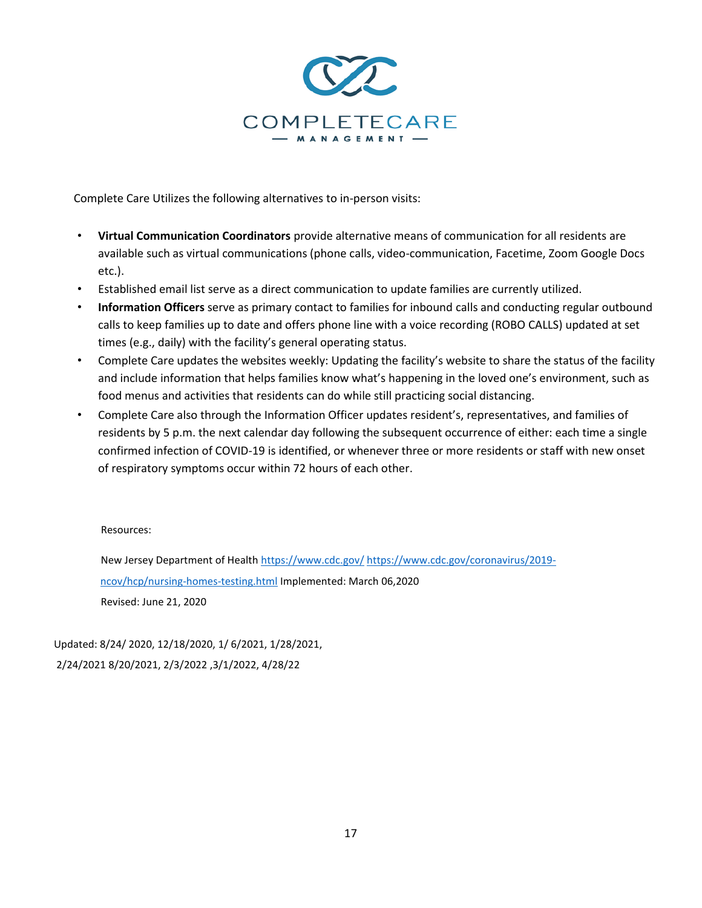COMPLETECARE

— MANAGEMENT —

Complete Care Utilizes the following alternatives to in-person visits:

- **Virtual Communication Coordinators** provide alternative means of communication for all residents are available such as virtual communications (phone calls, video-communication, Facetime, Zoom Google Docs etc.).
- Established email list serve as a direct communication to update families are currently utilized.
- **Information Officers** serve as primary contact to families for inbound calls and conducting regular outbound calls to keep families up to date and offers phone line with a voice recording (ROBO CALLS) updated at set times (e.g., daily) with the facility's general operating status.
- Complete Care updates the websites weekly: Updating the facility's website to share the status of the facility and include information that helps families know what's happening in the loved one's environment, such as food menus and activities that residents can do while still practicing social distancing.
- Complete Care also through the Information Officer updates resident's, representatives, and families of residents by 5 p.m. the next calendar day following the subsequent occurrence of either: each time a single confirmed infection of COVID-19 is identified, or whenever three or more residents or staff with new onset of respiratory symptoms occur within 72 hours of each other.

Resources:

New Jersey Department of Health https://www.cdc.gov/ https://www.cdc.gov/coronavirus/2019-ncov/hcp/nursing-homes-testing.html Implemented: March 06,2020

Revised: June 21, 2020

Updated: 8/24/ 2020, 12/18/2020, 1/ 6/2021, 1/28/2021, 2/24/2021 8/20/2021, 2/3/2022 ,3/1/2022, 4/28/22